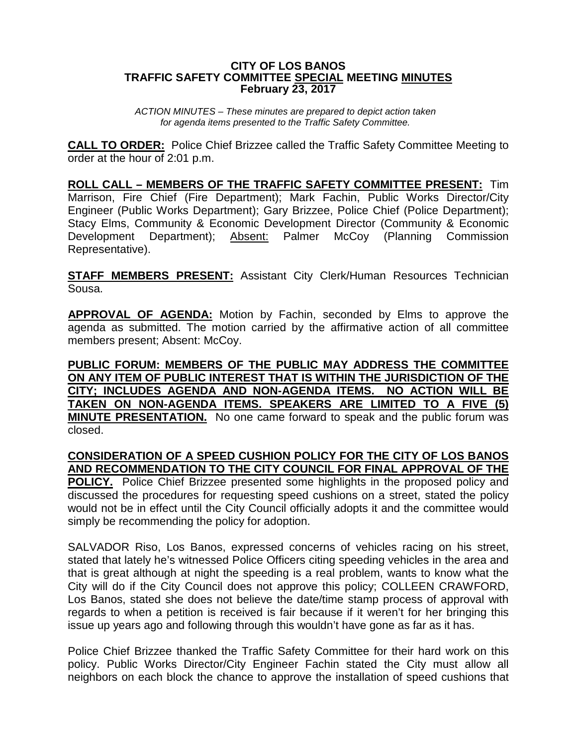**CITY OF LOS BANOS**
**TRAFFIC SAFETY COMMITTEE SPECIAL MEETING MINUTES**
**February 23, 2017**

*ACTION MINUTES – These minutes are prepared to depict action taken for agenda items presented to the Traffic Safety Committee.*

**CALL TO ORDER:** Police Chief Brizzee called the Traffic Safety Committee Meeting to order at the hour of 2:01 p.m.

**ROLL CALL – MEMBERS OF THE TRAFFIC SAFETY COMMITTEE PRESENT:** Tim Marrison, Fire Chief (Fire Department); Mark Fachin, Public Works Director/City Engineer (Public Works Department); Gary Brizzee, Police Chief (Police Department); Stacy Elms, Community & Economic Development Director (Community & Economic Development Department); Absent: Palmer McCoy (Planning Commission Representative).

**STAFF MEMBERS PRESENT:** Assistant City Clerk/Human Resources Technician Sousa.

**APPROVAL OF AGENDA:** Motion by Fachin, seconded by Elms to approve the agenda as submitted. The motion carried by the affirmative action of all committee members present; Absent: McCoy.

**PUBLIC FORUM: MEMBERS OF THE PUBLIC MAY ADDRESS THE COMMITTEE ON ANY ITEM OF PUBLIC INTEREST THAT IS WITHIN THE JURISDICTION OF THE CITY; INCLUDES AGENDA AND NON-AGENDA ITEMS. NO ACTION WILL BE TAKEN ON NON-AGENDA ITEMS. SPEAKERS ARE LIMITED TO A FIVE (5) MINUTE PRESENTATION.** No one came forward to speak and the public forum was closed.

**CONSIDERATION OF A SPEED CUSHION POLICY FOR THE CITY OF LOS BANOS AND RECOMMENDATION TO THE CITY COUNCIL FOR FINAL APPROVAL OF THE POLICY.** Police Chief Brizzee presented some highlights in the proposed policy and discussed the procedures for requesting speed cushions on a street, stated the policy would not be in effect until the City Council officially adopts it and the committee would simply be recommending the policy for adoption.

SALVADOR Riso, Los Banos, expressed concerns of vehicles racing on his street, stated that lately he's witnessed Police Officers citing speeding vehicles in the area and that is great although at night the speeding is a real problem, wants to know what the City will do if the City Council does not approve this policy; COLLEEN CRAWFORD, Los Banos, stated she does not believe the date/time stamp process of approval with regards to when a petition is received is fair because if it weren't for her bringing this issue up years ago and following through this wouldn't have gone as far as it has.

Police Chief Brizzee thanked the Traffic Safety Committee for their hard work on this policy. Public Works Director/City Engineer Fachin stated the City must allow all neighbors on each block the chance to approve the installation of speed cushions that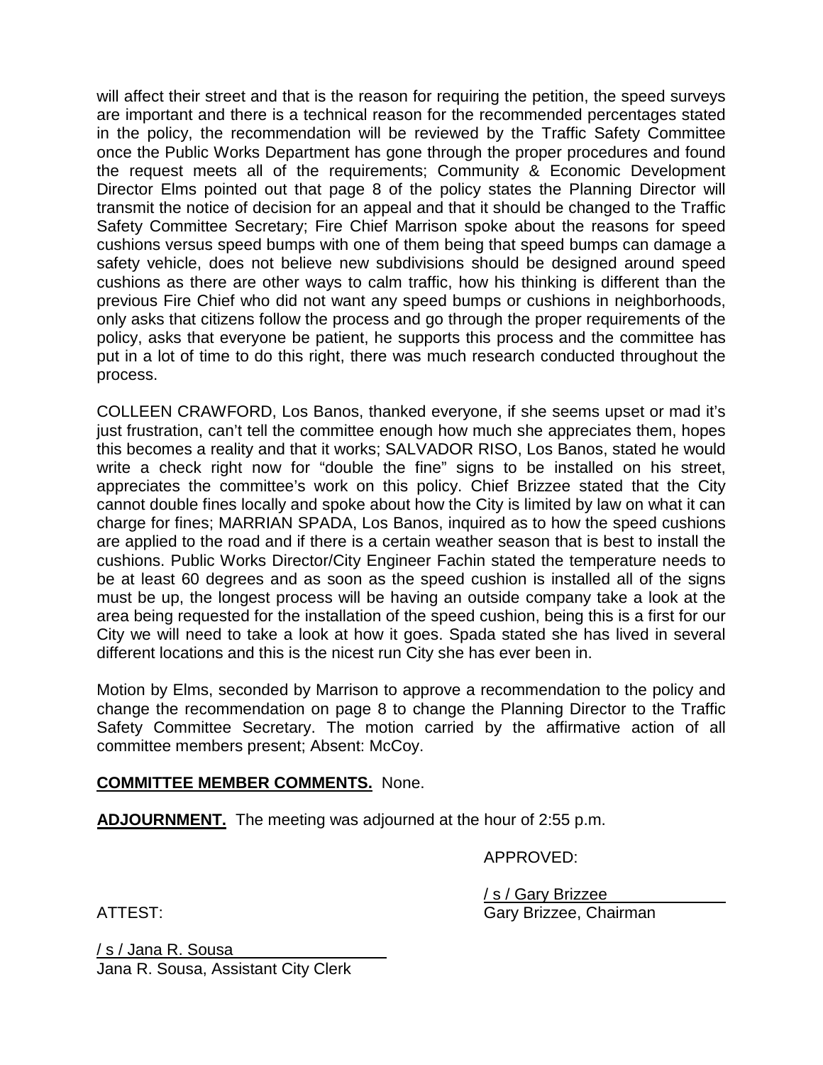will affect their street and that is the reason for requiring the petition, the speed surveys are important and there is a technical reason for the recommended percentages stated in the policy, the recommendation will be reviewed by the Traffic Safety Committee once the Public Works Department has gone through the proper procedures and found the request meets all of the requirements; Community & Economic Development Director Elms pointed out that page 8 of the policy states the Planning Director will transmit the notice of decision for an appeal and that it should be changed to the Traffic Safety Committee Secretary; Fire Chief Marrison spoke about the reasons for speed cushions versus speed bumps with one of them being that speed bumps can damage a safety vehicle, does not believe new subdivisions should be designed around speed cushions as there are other ways to calm traffic, how his thinking is different than the previous Fire Chief who did not want any speed bumps or cushions in neighborhoods, only asks that citizens follow the process and go through the proper requirements of the policy, asks that everyone be patient, he supports this process and the committee has put in a lot of time to do this right, there was much research conducted throughout the process.

COLLEEN CRAWFORD, Los Banos, thanked everyone, if she seems upset or mad it's just frustration, can't tell the committee enough how much she appreciates them, hopes this becomes a reality and that it works; SALVADOR RISO, Los Banos, stated he would write a check right now for "double the fine" signs to be installed on his street, appreciates the committee's work on this policy. Chief Brizzee stated that the City cannot double fines locally and spoke about how the City is limited by law on what it can charge for fines; MARRIAN SPADA, Los Banos, inquired as to how the speed cushions are applied to the road and if there is a certain weather season that is best to install the cushions. Public Works Director/City Engineer Fachin stated the temperature needs to be at least 60 degrees and as soon as the speed cushion is installed all of the signs must be up, the longest process will be having an outside company take a look at the area being requested for the installation of the speed cushion, being this is a first for our City we will need to take a look at how it goes. Spada stated she has lived in several different locations and this is the nicest run City she has ever been in.

Motion by Elms, seconded by Marrison to approve a recommendation to the policy and change the recommendation on page 8 to change the Planning Director to the Traffic Safety Committee Secretary. The motion carried by the affirmative action of all committee members present; Absent: McCoy.

**COMMITTEE MEMBER COMMENTS.** None.

**ADJOURNMENT.** The meeting was adjourned at the hour of 2:55 p.m.

APPROVED:

/ s / Gary Brizzee
Gary Brizzee, Chairman

ATTEST:

/ s / Jana R. Sousa
Jana R. Sousa, Assistant City Clerk